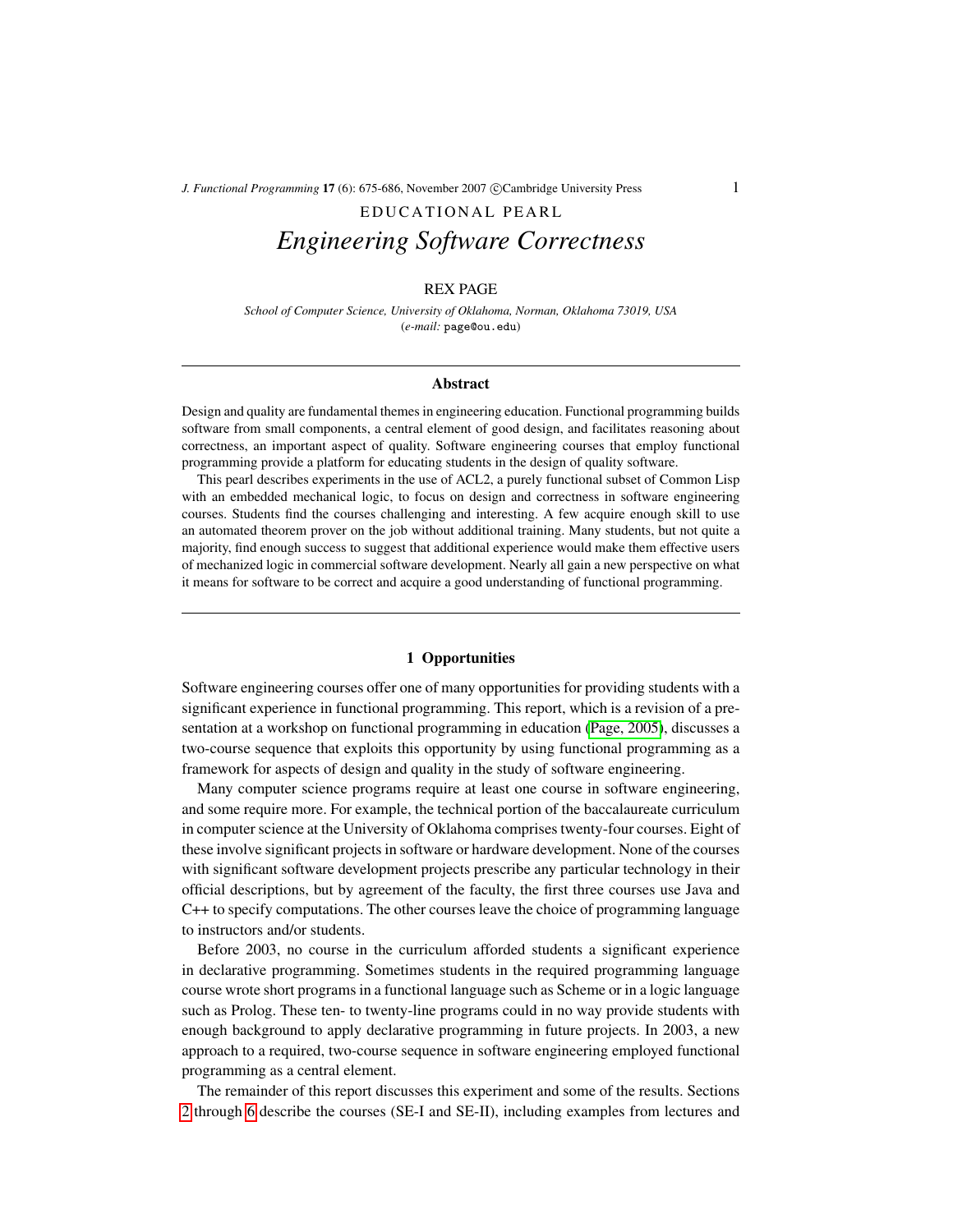EDUCATIONAL PEARL

# *Engineering Software Correctness*

REX PAGE

*School of Computer Science, University of Oklahoma, Norman, Oklahoma 73019, USA*
(*e-mail:* page@ou.edu)

## Abstract

Design and quality are fundamental themes in engineering education. Functional programming builds software from small components, a central element of good design, and facilitates reasoning about correctness, an important aspect of quality. Software engineering courses that employ functional programming provide a platform for educating students in the design of quality software.

This pearl describes experiments in the use of ACL2, a purely functional subset of Common Lisp with an embedded mechanical logic, to focus on design and correctness in software engineering courses. Students find the courses challenging and interesting. A few acquire enough skill to use an automated theorem prover on the job without additional training. Many students, but not quite a majority, find enough success to suggest that additional experience would make them effective users of mechanized logic in commercial software development. Nearly all gain a new perspective on what it means for software to be correct and acquire a good understanding of functional programming.

## 1 Opportunities

Software engineering courses offer one of many opportunities for providing students with a significant experience in functional programming. This report, which is a revision of a presentation at a workshop on functional programming in education (Page, 2005), discusses a two-course sequence that exploits this opportunity by using functional programming as a framework for aspects of design and quality in the study of software engineering.

Many computer science programs require at least one course in software engineering, and some require more. For example, the technical portion of the baccalaureate curriculum in computer science at the University of Oklahoma comprises twenty-four courses. Eight of these involve significant projects in software or hardware development. None of the courses with significant software development projects prescribe any particular technology in their official descriptions, but by agreement of the faculty, the first three courses use Java and C++ to specify computations. The other courses leave the choice of programming language to instructors and/or students.

Before 2003, no course in the curriculum afforded students a significant experience in declarative programming. Sometimes students in the required programming language course wrote short programs in a functional language such as Scheme or in a logic language such as Prolog. These ten- to twenty-line programs could in no way provide students with enough background to apply declarative programming in future projects. In 2003, a new approach to a required, two-course sequence in software engineering employed functional programming as a central element.

The remainder of this report discusses this experiment and some of the results. Sections 2 through 6 describe the courses (SE-I and SE-II), including examples from lectures and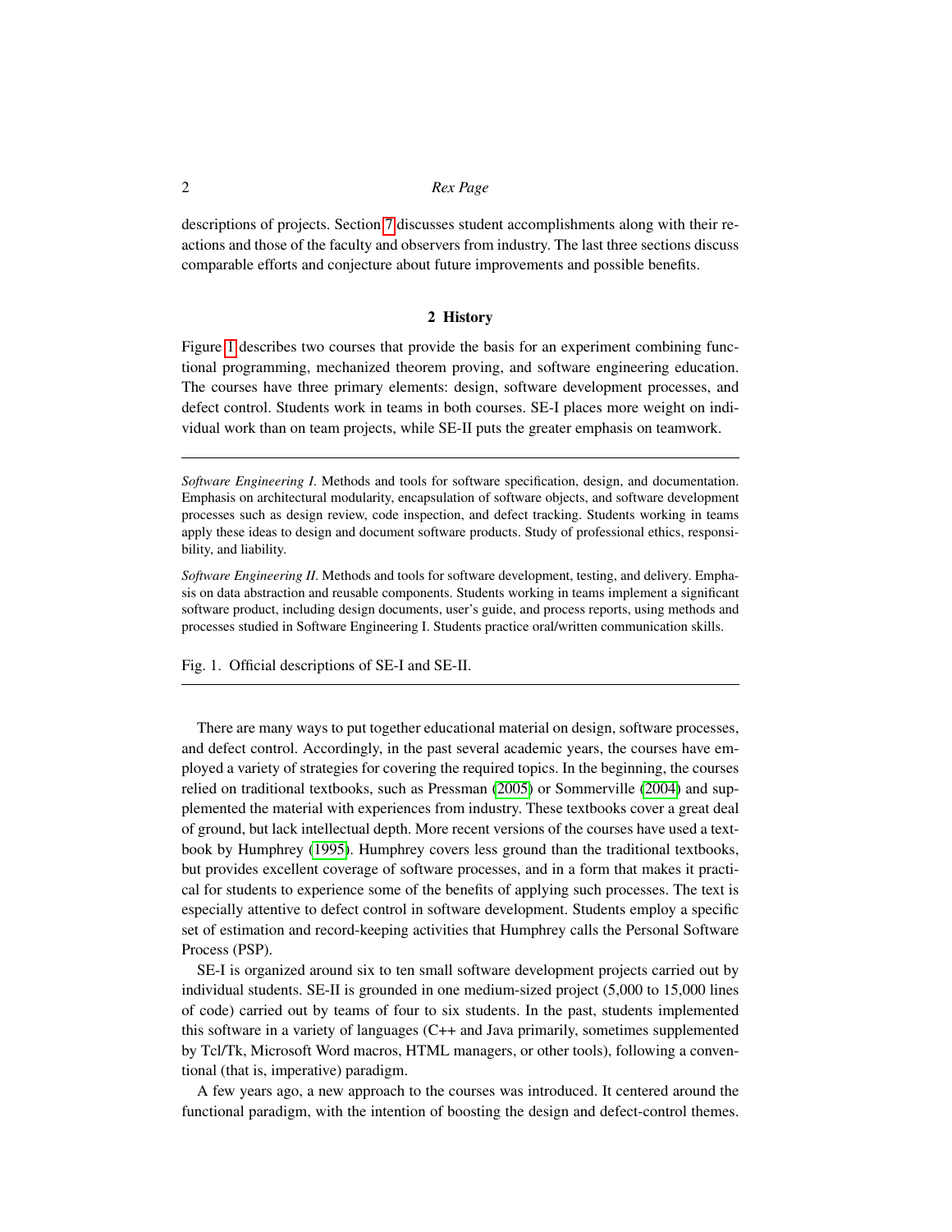descriptions of projects. Section 7 discusses student accomplishments along with their reactions and those of the faculty and observers from industry. The last three sections discuss comparable efforts and conjecture about future improvements and possible benefits.

## 2 History

Figure 1 describes two courses that provide the basis for an experiment combining functional programming, mechanized theorem proving, and software engineering education. The courses have three primary elements: design, software development processes, and defect control. Students work in teams in both courses. SE-I places more weight on individual work than on team projects, while SE-II puts the greater emphasis on teamwork.

---

*Software Engineering I*. Methods and tools for software specification, design, and documentation. Emphasis on architectural modularity, encapsulation of software objects, and software development processes such as design review, code inspection, and defect tracking. Students working in teams apply these ideas to design and document software products. Study of professional ethics, responsibility, and liability.

*Software Engineering II*. Methods and tools for software development, testing, and delivery. Emphasis on data abstraction and reusable components. Students working in teams implement a significant software product, including design documents, user's guide, and process reports, using methods and processes studied in Software Engineering I. Students practice oral/written communication skills.

Fig. 1. Official descriptions of SE-I and SE-II.

---

There are many ways to put together educational material on design, software processes, and defect control. Accordingly, in the past several academic years, the courses have employed a variety of strategies for covering the required topics. In the beginning, the courses relied on traditional textbooks, such as Pressman (2005) or Sommerville (2004) and supplemented the material with experiences from industry. These textbooks cover a great deal of ground, but lack intellectual depth. More recent versions of the courses have used a textbook by Humphrey (1995). Humphrey covers less ground than the traditional textbooks, but provides excellent coverage of software processes, and in a form that makes it practical for students to experience some of the benefits of applying such processes. The text is especially attentive to defect control in software development. Students employ a specific set of estimation and record-keeping activities that Humphrey calls the Personal Software Process (PSP).

SE-I is organized around six to ten small software development projects carried out by individual students. SE-II is grounded in one medium-sized project (5,000 to 15,000 lines of code) carried out by teams of four to six students. In the past, students implemented this software in a variety of languages (C++ and Java primarily, sometimes supplemented by Tcl/Tk, Microsoft Word macros, HTML managers, or other tools), following a conventional (that is, imperative) paradigm.

A few years ago, a new approach to the courses was introduced. It centered around the functional paradigm, with the intention of boosting the design and defect-control themes.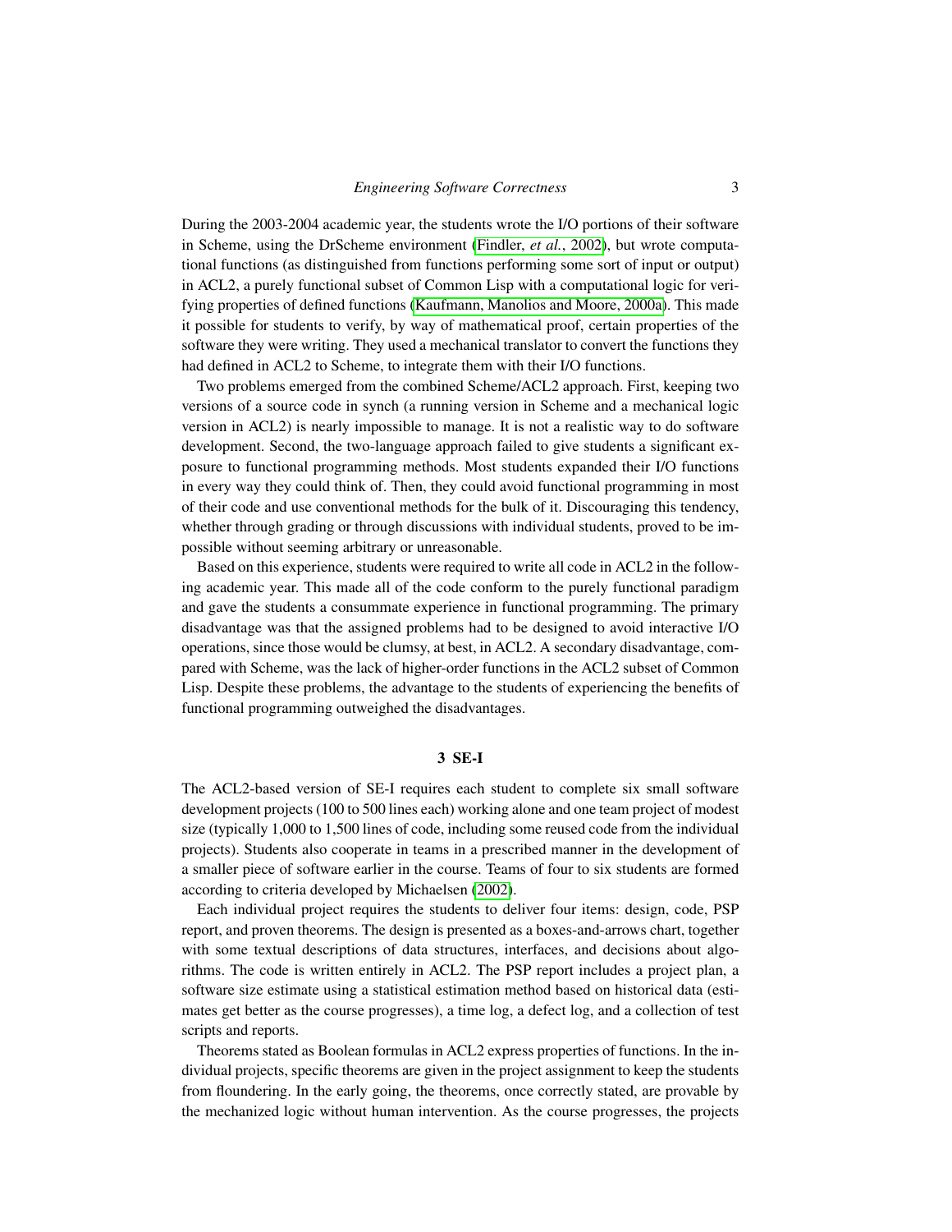During the 2003-2004 academic year, the students wrote the I/O portions of their software in Scheme, using the DrScheme environment (Findler, *et al.*, 2002), but wrote computational functions (as distinguished from functions performing some sort of input or output) in ACL2, a purely functional subset of Common Lisp with a computational logic for verifying properties of defined functions (Kaufmann, Manolios and Moore, 2000a). This made it possible for students to verify, by way of mathematical proof, certain properties of the software they were writing. They used a mechanical translator to convert the functions they had defined in ACL2 to Scheme, to integrate them with their I/O functions.

Two problems emerged from the combined Scheme/ACL2 approach. First, keeping two versions of a source code in synch (a running version in Scheme and a mechanical logic version in ACL2) is nearly impossible to manage. It is not a realistic way to do software development. Second, the two-language approach failed to give students a significant exposure to functional programming methods. Most students expanded their I/O functions in every way they could think of. Then, they could avoid functional programming in most of their code and use conventional methods for the bulk of it. Discouraging this tendency, whether through grading or through discussions with individual students, proved to be impossible without seeming arbitrary or unreasonable.

Based on this experience, students were required to write all code in ACL2 in the following academic year. This made all of the code conform to the purely functional paradigm and gave the students a consummate experience in functional programming. The primary disadvantage was that the assigned problems had to be designed to avoid interactive I/O operations, since those would be clumsy, at best, in ACL2. A secondary disadvantage, compared with Scheme, was the lack of higher-order functions in the ACL2 subset of Common Lisp. Despite these problems, the advantage to the students of experiencing the benefits of functional programming outweighed the disadvantages.

## 3 SE-I

The ACL2-based version of SE-I requires each student to complete six small software development projects (100 to 500 lines each) working alone and one team project of modest size (typically 1,000 to 1,500 lines of code, including some reused code from the individual projects). Students also cooperate in teams in a prescribed manner in the development of a smaller piece of software earlier in the course. Teams of four to six students are formed according to criteria developed by Michaelsen (2002).

Each individual project requires the students to deliver four items: design, code, PSP report, and proven theorems. The design is presented as a boxes-and-arrows chart, together with some textual descriptions of data structures, interfaces, and decisions about algorithms. The code is written entirely in ACL2. The PSP report includes a project plan, a software size estimate using a statistical estimation method based on historical data (estimates get better as the course progresses), a time log, a defect log, and a collection of test scripts and reports.

Theorems stated as Boolean formulas in ACL2 express properties of functions. In the individual projects, specific theorems are given in the project assignment to keep the students from floundering. In the early going, the theorems, once correctly stated, are provable by the mechanized logic without human intervention. As the course progresses, the projects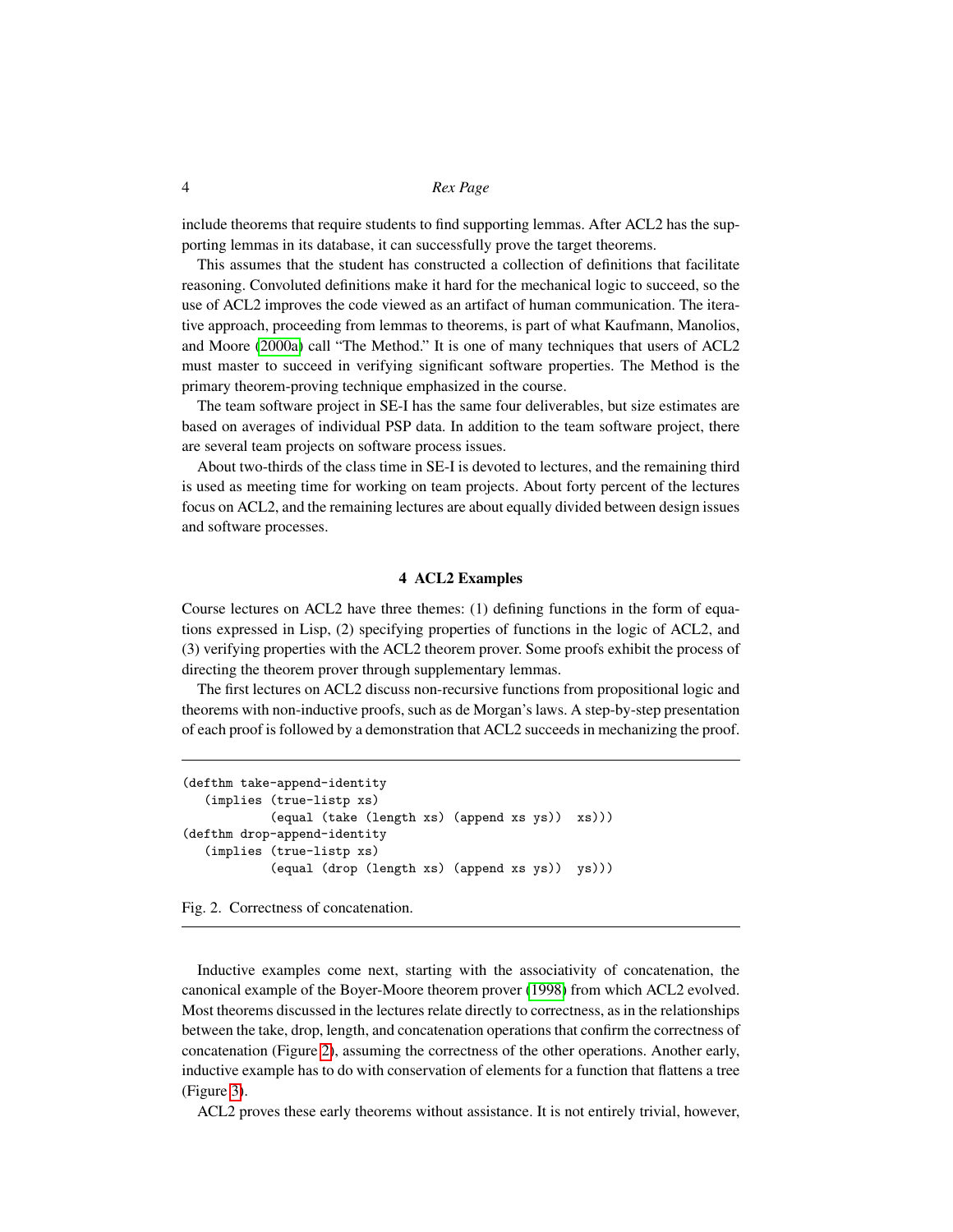include theorems that require students to find supporting lemmas. After ACL2 has the supporting lemmas in its database, it can successfully prove the target theorems.

This assumes that the student has constructed a collection of definitions that facilitate reasoning. Convoluted definitions make it hard for the mechanical logic to succeed, so the use of ACL2 improves the code viewed as an artifact of human communication. The iterative approach, proceeding from lemmas to theorems, is part of what Kaufmann, Manolios, and Moore (2000a) call "The Method." It is one of many techniques that users of ACL2 must master to succeed in verifying significant software properties. The Method is the primary theorem-proving technique emphasized in the course.

The team software project in SE-I has the same four deliverables, but size estimates are based on averages of individual PSP data. In addition to the team software project, there are several team projects on software process issues.

About two-thirds of the class time in SE-I is devoted to lectures, and the remaining third is used as meeting time for working on team projects. About forty percent of the lectures focus on ACL2, and the remaining lectures are about equally divided between design issues and software processes.

## 4 ACL2 Examples

Course lectures on ACL2 have three themes: (1) defining functions in the form of equations expressed in Lisp, (2) specifying properties of functions in the logic of ACL2, and (3) verifying properties with the ACL2 theorem prover. Some proofs exhibit the process of directing the theorem prover through supplementary lemmas.

The first lectures on ACL2 discuss non-recursive functions from propositional logic and theorems with non-inductive proofs, such as de Morgan's laws. A step-by-step presentation of each proof is followed by a demonstration that ACL2 succeeds in mechanizing the proof.

```
(defthm take-append-identity
   (implies (true-listp xs)
            (equal (take (length xs) (append xs ys))  xs)))
(defthm drop-append-identity
   (implies (true-listp xs)
            (equal (drop (length xs) (append xs ys))  ys)))
```

Fig. 2. Correctness of concatenation.

Inductive examples come next, starting with the associativity of concatenation, the canonical example of the Boyer-Moore theorem prover (1998) from which ACL2 evolved. Most theorems discussed in the lectures relate directly to correctness, as in the relationships between the take, drop, length, and concatenation operations that confirm the correctness of concatenation (Figure 2), assuming the correctness of the other operations. Another early, inductive example has to do with conservation of elements for a function that flattens a tree (Figure 3).

ACL2 proves these early theorems without assistance. It is not entirely trivial, however,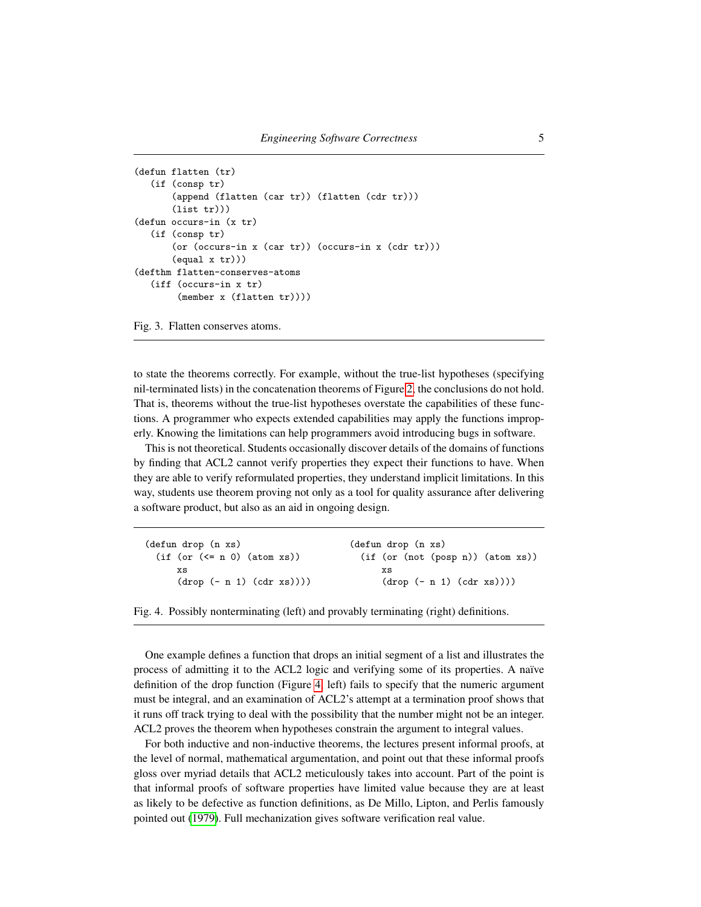```
(defun flatten (tr)
   (if (consp tr)
       (append (flatten (car tr)) (flatten (cdr tr)))
       (list tr)))
(defun occurs-in (x tr)
   (if (consp tr)
       (or (occurs-in x (car tr)) (occurs-in x (cdr tr)))
       (equal x tr)))
(defthm flatten-conserves-atoms
   (iff (occurs-in x tr)
        (member x (flatten tr))))
```

Fig. 3. Flatten conserves atoms.

to state the theorems correctly. For example, without the true-list hypotheses (specifying nil-terminated lists) in the concatenation theorems of Figure 2, the conclusions do not hold. That is, theorems without the true-list hypotheses overstate the capabilities of these functions. A programmer who expects extended capabilities may apply the functions improperly. Knowing the limitations can help programmers avoid introducing bugs in software.

This is not theoretical. Students occasionally discover details of the domains of functions by finding that ACL2 cannot verify properties they expect their functions to have. When they are able to verify reformulated properties, they understand implicit limitations. In this way, students use theorem proving not only as a tool for quality assurance after delivering a software product, but also as an aid in ongoing design.

```
(defun drop (n xs)
  (if (or (<= n 0) (atom xs))
      xs
      (drop (- n 1) (cdr xs))))
```

```
(defun drop (n xs)
  (if (or (not (posp n)) (atom xs))
      xs
      (drop (- n 1) (cdr xs))))
```

Fig. 4. Possibly nonterminating (left) and provably terminating (right) definitions.

One example defines a function that drops an initial segment of a list and illustrates the process of admitting it to the ACL2 logic and verifying some of its properties. A naïve definition of the drop function (Figure 4, left) fails to specify that the numeric argument must be integral, and an examination of ACL2's attempt at a termination proof shows that it runs off track trying to deal with the possibility that the number might not be an integer. ACL2 proves the theorem when hypotheses constrain the argument to integral values.

For both inductive and non-inductive theorems, the lectures present informal proofs, at the level of normal, mathematical argumentation, and point out that these informal proofs gloss over myriad details that ACL2 meticulously takes into account. Part of the point is that informal proofs of software properties have limited value because they are at least as likely to be defective as function definitions, as De Millo, Lipton, and Perlis famously pointed out (1979). Full mechanization gives software verification real value.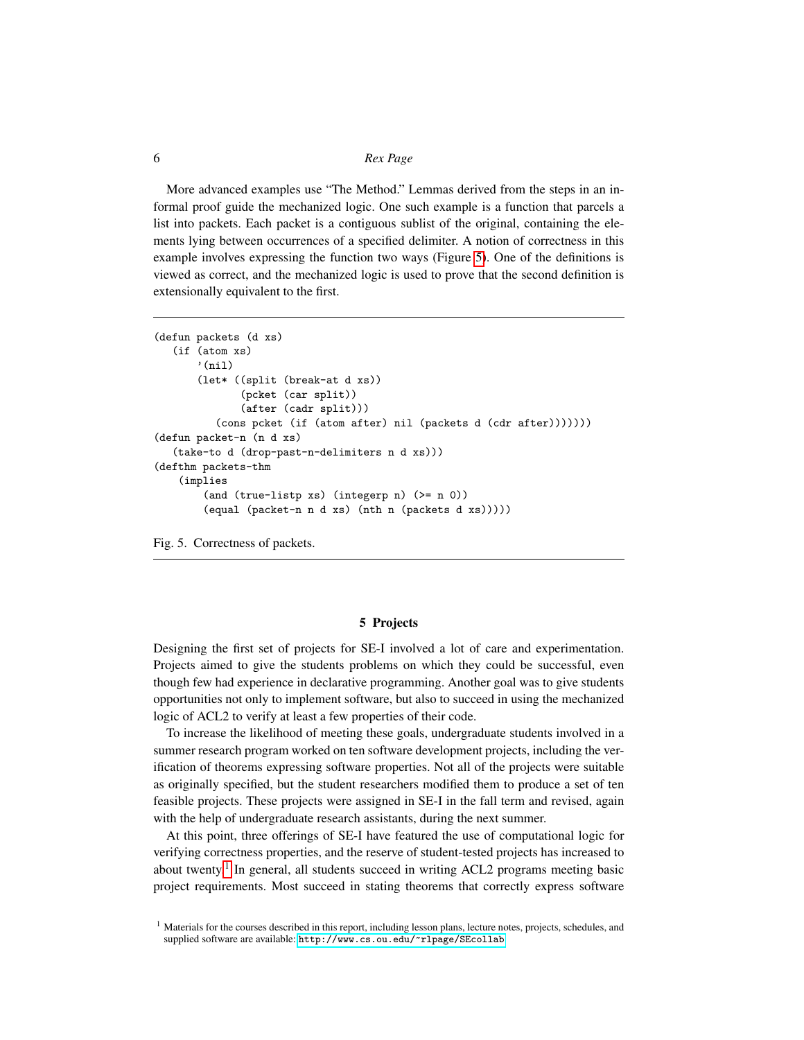More advanced examples use "The Method." Lemmas derived from the steps in an informal proof guide the mechanized logic. One such example is a function that parcels a list into packets. Each packet is a contiguous sublist of the original, containing the elements lying between occurrences of a specified delimiter. A notion of correctness in this example involves expressing the function two ways (Figure 5). One of the definitions is viewed as correct, and the mechanized logic is used to prove that the second definition is extensionally equivalent to the first.

```
(defun packets (d xs)
   (if (atom xs)
       '(nil)
       (let* ((split (break-at d xs))
              (pcket (car split))
              (after (cadr split)))
          (cons pcket (if (atom after) nil (packets d (cdr after)))))))
(defun packet-n (n d xs)
   (take-to d (drop-past-n-delimiters n d xs)))
(defthm packets-thm
    (implies
        (and (true-listp xs) (integerp n) (>= n 0))
        (equal (packet-n n d xs) (nth n (packets d xs)))))
```

Fig. 5. Correctness of packets.

## 5 Projects

Designing the first set of projects for SE-I involved a lot of care and experimentation. Projects aimed to give the students problems on which they could be successful, even though few had experience in declarative programming. Another goal was to give students opportunities not only to implement software, but also to succeed in using the mechanized logic of ACL2 to verify at least a few properties of their code.

To increase the likelihood of meeting these goals, undergraduate students involved in a summer research program worked on ten software development projects, including the verification of theorems expressing software properties. Not all of the projects were suitable as originally specified, but the student researchers modified them to produce a set of ten feasible projects. These projects were assigned in SE-I in the fall term and revised, again with the help of undergraduate research assistants, during the next summer.

At this point, three offerings of SE-I have featured the use of computational logic for verifying correctness properties, and the reserve of student-tested projects has increased to about twenty.[1] In general, all students succeed in writing ACL2 programs meeting basic project requirements. Most succeed in stating theorems that correctly express software

[1] Materials for the courses described in this report, including lesson plans, lecture notes, projects, schedules, and supplied software are available: http://www.cs.ou.edu/~rlpage/SEcollab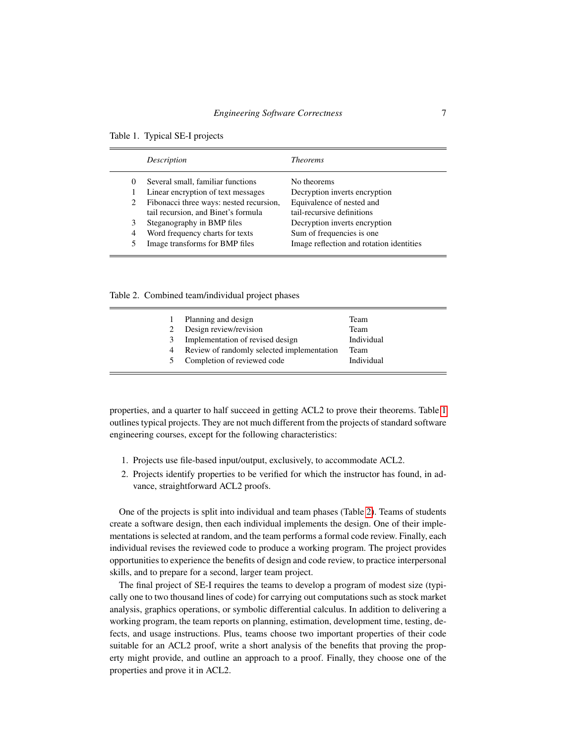Table 1. Typical SE-I projects

| | *Description* | *Theorems* |
|---|---|---|
| 0 | Several small, familiar functions | No theorems |
| 1 | Linear encryption of text messages | Decryption inverts encryption |
| 2 | Fibonacci three ways: nested recursion, tail recursion, and Binet's formula | Equivalence of nested and tail-recursive definitions |
| 3 | Steganography in BMP files | Decryption inverts encryption |
| 4 | Word frequency charts for texts | Sum of frequencies is one |
| 5 | Image transforms for BMP files | Image reflection and rotation identities |

Table 2. Combined team/individual project phases

| | | |
|---|---|---|
| 1 | Planning and design | Team |
| 2 | Design review/revision | Team |
| 3 | Implementation of revised design | Individual |
| 4 | Review of randomly selected implementation | Team |
| 5 | Completion of reviewed code | Individual |

properties, and a quarter to half succeed in getting ACL2 to prove their theorems. Table 1 outlines typical projects. They are not much different from the projects of standard software engineering courses, except for the following characteristics:

1. Projects use file-based input/output, exclusively, to accommodate ACL2.
2. Projects identify properties to be verified for which the instructor has found, in advance, straightforward ACL2 proofs.

One of the projects is split into individual and team phases (Table 2). Teams of students create a software design, then each individual implements the design. One of their implementations is selected at random, and the team performs a formal code review. Finally, each individual revises the reviewed code to produce a working program. The project provides opportunities to experience the benefits of design and code review, to practice interpersonal skills, and to prepare for a second, larger team project.

The final project of SE-I requires the teams to develop a program of modest size (typically one to two thousand lines of code) for carrying out computations such as stock market analysis, graphics operations, or symbolic differential calculus. In addition to delivering a working program, the team reports on planning, estimation, development time, testing, defects, and usage instructions. Plus, teams choose two important properties of their code suitable for an ACL2 proof, write a short analysis of the benefits that proving the property might provide, and outline an approach to a proof. Finally, they choose one of the properties and prove it in ACL2.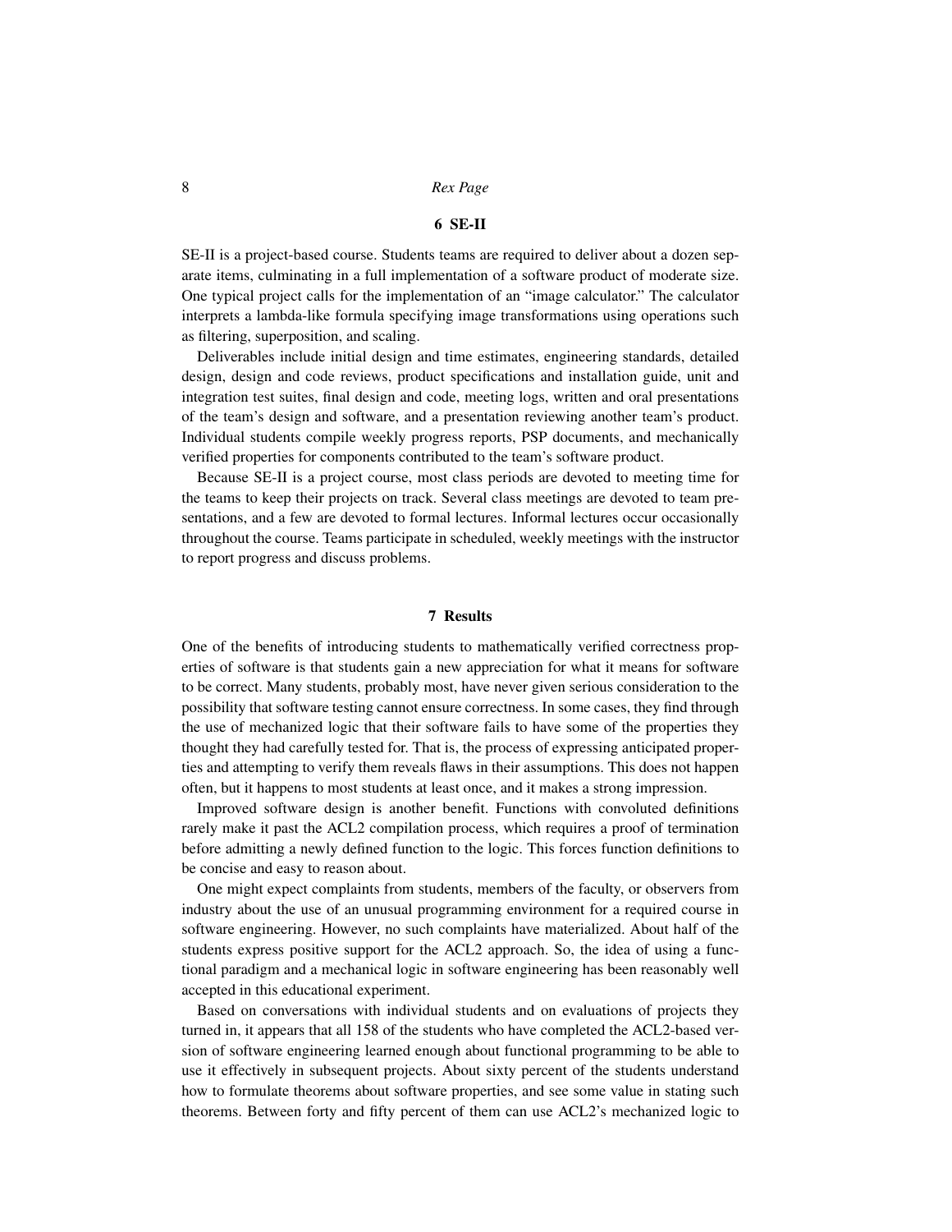## 6 SE-II

SE-II is a project-based course. Students teams are required to deliver about a dozen separate items, culminating in a full implementation of a software product of moderate size. One typical project calls for the implementation of an "image calculator." The calculator interprets a lambda-like formula specifying image transformations using operations such as filtering, superposition, and scaling.

Deliverables include initial design and time estimates, engineering standards, detailed design, design and code reviews, product specifications and installation guide, unit and integration test suites, final design and code, meeting logs, written and oral presentations of the team's design and software, and a presentation reviewing another team's product. Individual students compile weekly progress reports, PSP documents, and mechanically verified properties for components contributed to the team's software product.

Because SE-II is a project course, most class periods are devoted to meeting time for the teams to keep their projects on track. Several class meetings are devoted to team presentations, and a few are devoted to formal lectures. Informal lectures occur occasionally throughout the course. Teams participate in scheduled, weekly meetings with the instructor to report progress and discuss problems.

## 7 Results

One of the benefits of introducing students to mathematically verified correctness properties of software is that students gain a new appreciation for what it means for software to be correct. Many students, probably most, have never given serious consideration to the possibility that software testing cannot ensure correctness. In some cases, they find through the use of mechanized logic that their software fails to have some of the properties they thought they had carefully tested for. That is, the process of expressing anticipated properties and attempting to verify them reveals flaws in their assumptions. This does not happen often, but it happens to most students at least once, and it makes a strong impression.

Improved software design is another benefit. Functions with convoluted definitions rarely make it past the ACL2 compilation process, which requires a proof of termination before admitting a newly defined function to the logic. This forces function definitions to be concise and easy to reason about.

One might expect complaints from students, members of the faculty, or observers from industry about the use of an unusual programming environment for a required course in software engineering. However, no such complaints have materialized. About half of the students express positive support for the ACL2 approach. So, the idea of using a functional paradigm and a mechanical logic in software engineering has been reasonably well accepted in this educational experiment.

Based on conversations with individual students and on evaluations of projects they turned in, it appears that all 158 of the students who have completed the ACL2-based version of software engineering learned enough about functional programming to be able to use it effectively in subsequent projects. About sixty percent of the students understand how to formulate theorems about software properties, and see some value in stating such theorems. Between forty and fifty percent of them can use ACL2's mechanized logic to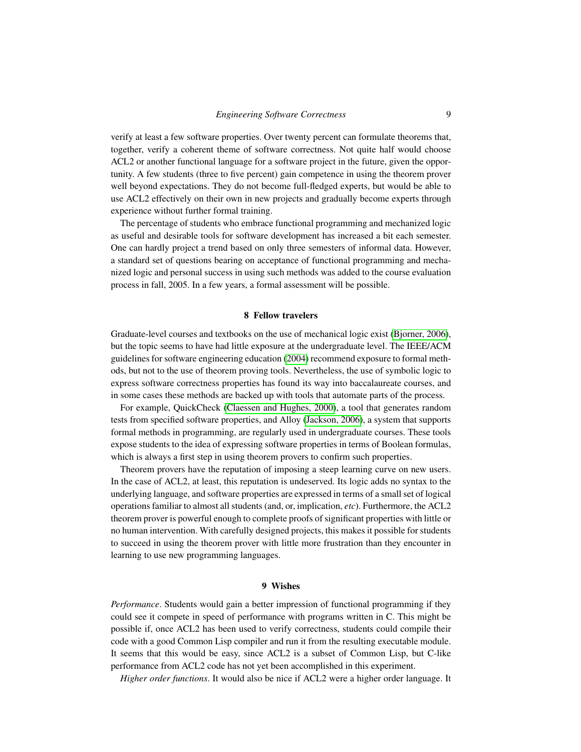verify at least a few software properties. Over twenty percent can formulate theorems that, together, verify a coherent theme of software correctness. Not quite half would choose ACL2 or another functional language for a software project in the future, given the opportunity. A few students (three to five percent) gain competence in using the theorem prover well beyond expectations. They do not become full-fledged experts, but would be able to use ACL2 effectively on their own in new projects and gradually become experts through experience without further formal training.

The percentage of students who embrace functional programming and mechanized logic as useful and desirable tools for software development has increased a bit each semester. One can hardly project a trend based on only three semesters of informal data. However, a standard set of questions bearing on acceptance of functional programming and mechanized logic and personal success in using such methods was added to the course evaluation process in fall, 2005. In a few years, a formal assessment will be possible.

## 8 Fellow travelers

Graduate-level courses and textbooks on the use of mechanical logic exist (Bjorner, 2006), but the topic seems to have had little exposure at the undergraduate level. The IEEE/ACM guidelines for software engineering education (2004) recommend exposure to formal methods, but not to the use of theorem proving tools. Nevertheless, the use of symbolic logic to express software correctness properties has found its way into baccalaureate courses, and in some cases these methods are backed up with tools that automate parts of the process.

For example, QuickCheck (Claessen and Hughes, 2000), a tool that generates random tests from specified software properties, and Alloy (Jackson, 2006), a system that supports formal methods in programming, are regularly used in undergraduate courses. These tools expose students to the idea of expressing software properties in terms of Boolean formulas, which is always a first step in using theorem provers to confirm such properties.

Theorem provers have the reputation of imposing a steep learning curve on new users. In the case of ACL2, at least, this reputation is undeserved. Its logic adds no syntax to the underlying language, and software properties are expressed in terms of a small set of logical operations familiar to almost all students (and, or, implication, *etc*). Furthermore, the ACL2 theorem prover is powerful enough to complete proofs of significant properties with little or no human intervention. With carefully designed projects, this makes it possible for students to succeed in using the theorem prover with little more frustration than they encounter in learning to use new programming languages.

## 9 Wishes

*Performance*. Students would gain a better impression of functional programming if they could see it compete in speed of performance with programs written in C. This might be possible if, once ACL2 has been used to verify correctness, students could compile their code with a good Common Lisp compiler and run it from the resulting executable module. It seems that this would be easy, since ACL2 is a subset of Common Lisp, but C-like performance from ACL2 code has not yet been accomplished in this experiment.

*Higher order functions*. It would also be nice if ACL2 were a higher order language. It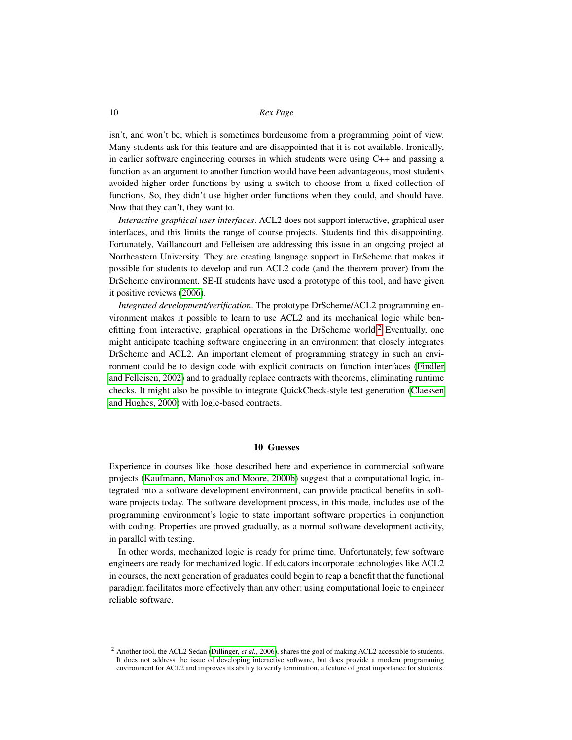isn't, and won't be, which is sometimes burdensome from a programming point of view. Many students ask for this feature and are disappointed that it is not available. Ironically, in earlier software engineering courses in which students were using C++ and passing a function as an argument to another function would have been advantageous, most students avoided higher order functions by using a switch to choose from a fixed collection of functions. So, they didn't use higher order functions when they could, and should have. Now that they can't, they want to.

*Interactive graphical user interfaces*. ACL2 does not support interactive, graphical user interfaces, and this limits the range of course projects. Students find this disappointing. Fortunately, Vaillancourt and Felleisen are addressing this issue in an ongoing project at Northeastern University. They are creating language support in DrScheme that makes it possible for students to develop and run ACL2 code (and the theorem prover) from the DrScheme environment. SE-II students have used a prototype of this tool, and have given it positive reviews (2006).

*Integrated development/verification*. The prototype DrScheme/ACL2 programming environment makes it possible to learn to use ACL2 and its mechanical logic while benefitting from interactive, graphical operations in the DrScheme world.[2] Eventually, one might anticipate teaching software engineering in an environment that closely integrates DrScheme and ACL2. An important element of programming strategy in such an environment could be to design code with explicit contracts on function interfaces (Findler and Felleisen, 2002) and to gradually replace contracts with theorems, eliminating runtime checks. It might also be possible to integrate QuickCheck-style test generation (Claessen and Hughes, 2000) with logic-based contracts.

## 10 Guesses

Experience in courses like those described here and experience in commercial software projects (Kaufmann, Manolios and Moore, 2000b) suggest that a computational logic, integrated into a software development environment, can provide practical benefits in software projects today. The software development process, in this mode, includes use of the programming environment's logic to state important software properties in conjunction with coding. Properties are proved gradually, as a normal software development activity, in parallel with testing.

In other words, mechanized logic is ready for prime time. Unfortunately, few software engineers are ready for mechanized logic. If educators incorporate technologies like ACL2 in courses, the next generation of graduates could begin to reap a benefit that the functional paradigm facilitates more effectively than any other: using computational logic to engineer reliable software.

[2] Another tool, the ACL2 Sedan (Dillinger, *et al.*, 2006), shares the goal of making ACL2 accessible to students. It does not address the issue of developing interactive software, but does provide a modern programming environment for ACL2 and improves its ability to verify termination, a feature of great importance for students.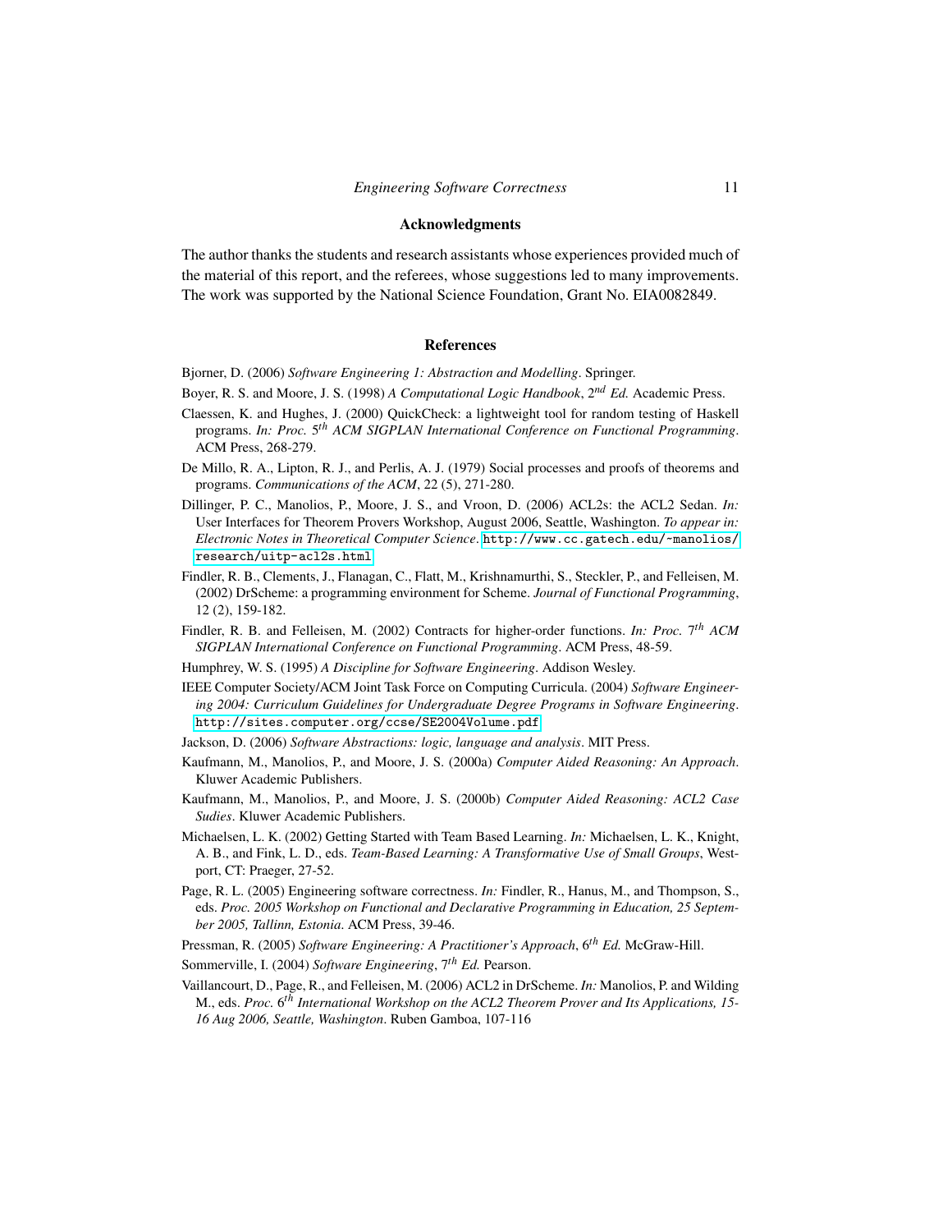## Acknowledgments

The author thanks the students and research assistants whose experiences provided much of the material of this report, and the referees, whose suggestions led to many improvements. The work was supported by the National Science Foundation, Grant No. EIA0082849.

## References

Bjorner, D. (2006) *Software Engineering 1: Abstraction and Modelling*. Springer.

Boyer, R. S. and Moore, J. S. (1998) *A Computational Logic Handbook*, 2*nd* *Ed.* Academic Press.

Claessen, K. and Hughes, J. (2000) QuickCheck: a lightweight tool for random testing of Haskell programs. *In: Proc. 5th ACM SIGPLAN International Conference on Functional Programming*. ACM Press, 268-279.

De Millo, R. A., Lipton, R. J., and Perlis, A. J. (1979) Social processes and proofs of theorems and programs. *Communications of the ACM*, 22 (5), 271-280.

Dillinger, P. C., Manolios, P., Moore, J. S., and Vroon, D. (2006) ACL2s: the ACL2 Sedan. *In:* User Interfaces for Theorem Provers Workshop, August 2006, Seattle, Washington. *To appear in: Electronic Notes in Theoretical Computer Science.* http://www.cc.gatech.edu/~manolios/research/uitp-acl2s.html

Findler, R. B., Clements, J., Flanagan, C., Flatt, M., Krishnamurthi, S., Steckler, P., and Felleisen, M. (2002) DrScheme: a programming environment for Scheme. *Journal of Functional Programming*, 12 (2), 159-182.

Findler, R. B. and Felleisen, M. (2002) Contracts for higher-order functions. *In: Proc. 7th ACM SIGPLAN International Conference on Functional Programming*. ACM Press, 48-59.

Humphrey, W. S. (1995) *A Discipline for Software Engineering*. Addison Wesley.

IEEE Computer Society/ACM Joint Task Force on Computing Curricula. (2004) *Software Engineering 2004: Curriculum Guidelines for Undergraduate Degree Programs in Software Engineering*. http://sites.computer.org/ccse/SE2004Volume.pdf

Jackson, D. (2006) *Software Abstractions: logic, language and analysis*. MIT Press.

Kaufmann, M., Manolios, P., and Moore, J. S. (2000a) *Computer Aided Reasoning: An Approach*. Kluwer Academic Publishers.

Kaufmann, M., Manolios, P., and Moore, J. S. (2000b) *Computer Aided Reasoning: ACL2 Case Sudies*. Kluwer Academic Publishers.

Michaelsen, L. K. (2002) Getting Started with Team Based Learning. *In:* Michaelsen, L. K., Knight, A. B., and Fink, L. D., eds. *Team-Based Learning: A Transformative Use of Small Groups*, Westport, CT: Praeger, 27-52.

Page, R. L. (2005) Engineering software correctness. *In:* Findler, R., Hanus, M., and Thompson, S., eds. *Proc. 2005 Workshop on Functional and Declarative Programming in Education, 25 September 2005, Tallinn, Estonia*. ACM Press, 39-46.

Pressman, R. (2005) *Software Engineering: A Practitioner's Approach*, 6*th* *Ed.* McGraw-Hill.

Sommerville, I. (2004) *Software Engineering*, 7*th* *Ed.* Pearson.

Vaillancourt, D., Page, R., and Felleisen, M. (2006) ACL2 in DrScheme. *In:* Manolios, P. and Wilding M., eds. *Proc. 6th International Workshop on the ACL2 Theorem Prover and Its Applications, 15-16 Aug 2006, Seattle, Washington*. Ruben Gamboa, 107-116